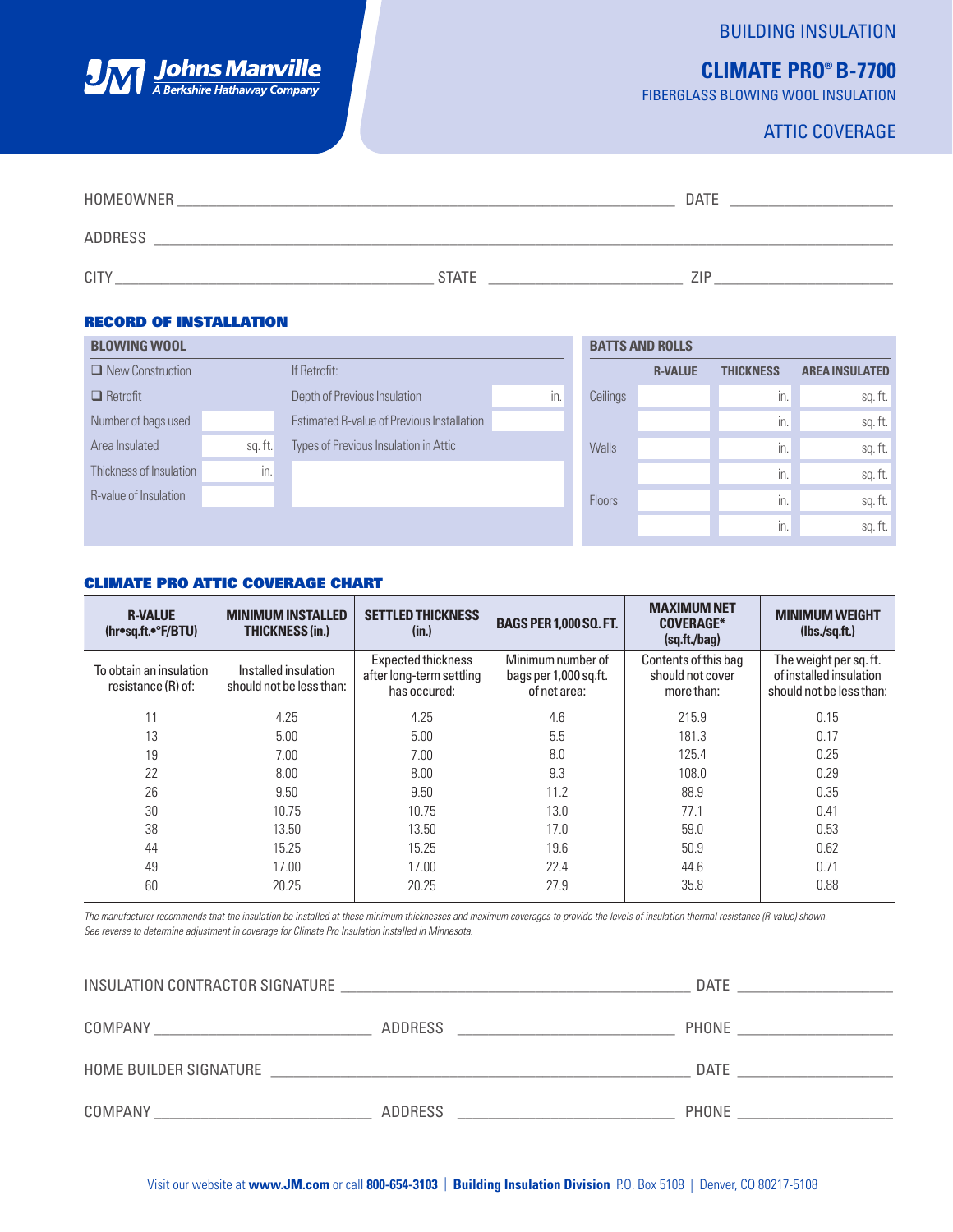Johns Manville
A Berkshire Hathaway Company

BUILDING INSULATION

# CLIMATE PRO® B-7700

FIBERGLASS BLOWING WOOL INSULATION

ATTIC COVERAGE

HOMEOWNER ______________________ DATE ____________

ADDRESS ______________________

CITY ______________ STATE ______________ ZIP ______________

## RECORD OF INSTALLATION

### BLOWING WOOL

| | | | |
|---|---|---|---|
| ❑ New Construction | | If Retrofit: | |
| ❑ Retrofit | | Depth of Previous Insulation | in. |
| Number of bags used | | Estimated R-value of Previous Installation | |
| Area Insulated | sq. ft. | Types of Previous Insulation in Attic | |
| Thickness of Insulation | in. | | |
| R-value of Insulation | | | |

### BATTS AND ROLLS

| | R-VALUE | THICKNESS | AREA INSULATED |
|---|---|---|---|
| Ceilings | | in. | sq. ft. |
| | | in. | sq. ft. |
| Walls | | in. | sq. ft. |
| | | in. | sq. ft. |
| Floors | | in. | sq. ft. |
| | | in. | sq. ft. |

## CLIMATE PRO ATTIC COVERAGE CHART

| R-VALUE (hr•sq.ft.•°F/BTU) | MINIMUM INSTALLED THICKNESS (in.) | SETTLED THICKNESS (in.) | BAGS PER 1,000 SQ. FT. | MAXIMUM NET COVERAGE* (sq.ft./bag) | MINIMUM WEIGHT (lbs./sq.ft.) |
|---|---|---|---|---|---|
| To obtain an insulation resistance (R) of: | Installed insulation should not be less than: | Expected thickness after long-term settling has occured: | Minimum number of bags per 1,000 sq.ft. of net area: | Contents of this bag should not cover more than: | The weight per sq. ft. of installed insulation should not be less than: |
| 11 | 4.25 | 4.25 | 4.6 | 215.9 | 0.15 |
| 13 | 5.00 | 5.00 | 5.5 | 181.3 | 0.17 |
| 19 | 7.00 | 7.00 | 8.0 | 125.4 | 0.25 |
| 22 | 8.00 | 8.00 | 9.3 | 108.0 | 0.29 |
| 26 | 9.50 | 9.50 | 11.2 | 88.9 | 0.35 |
| 30 | 10.75 | 10.75 | 13.0 | 77.1 | 0.41 |
| 38 | 13.50 | 13.50 | 17.0 | 59.0 | 0.53 |
| 44 | 15.25 | 15.25 | 19.6 | 50.9 | 0.62 |
| 49 | 17.00 | 17.00 | 22.4 | 44.6 | 0.71 |
| 60 | 20.25 | 20.25 | 27.9 | 35.8 | 0.88 |

*The manufacturer recommends that the insulation be installed at these minimum thicknesses and maximum coverages to provide the levels of insulation thermal resistance (R-value) shown.*
*See reverse to determine adjustment in coverage for Climate Pro Insulation installed in Minnesota.*

INSULATION CONTRACTOR SIGNATURE ______________________ DATE ____________

COMPANY ______________ ADDRESS ______________ PHONE ______________

HOME BUILDER SIGNATURE ______________________ DATE ____________

COMPANY ______________ ADDRESS ______________ PHONE ______________

Visit our website at **www.JM.com** or call **800-654-3103** | **Building Insulation Division** P.O. Box 5108 | Denver, CO 80217-5108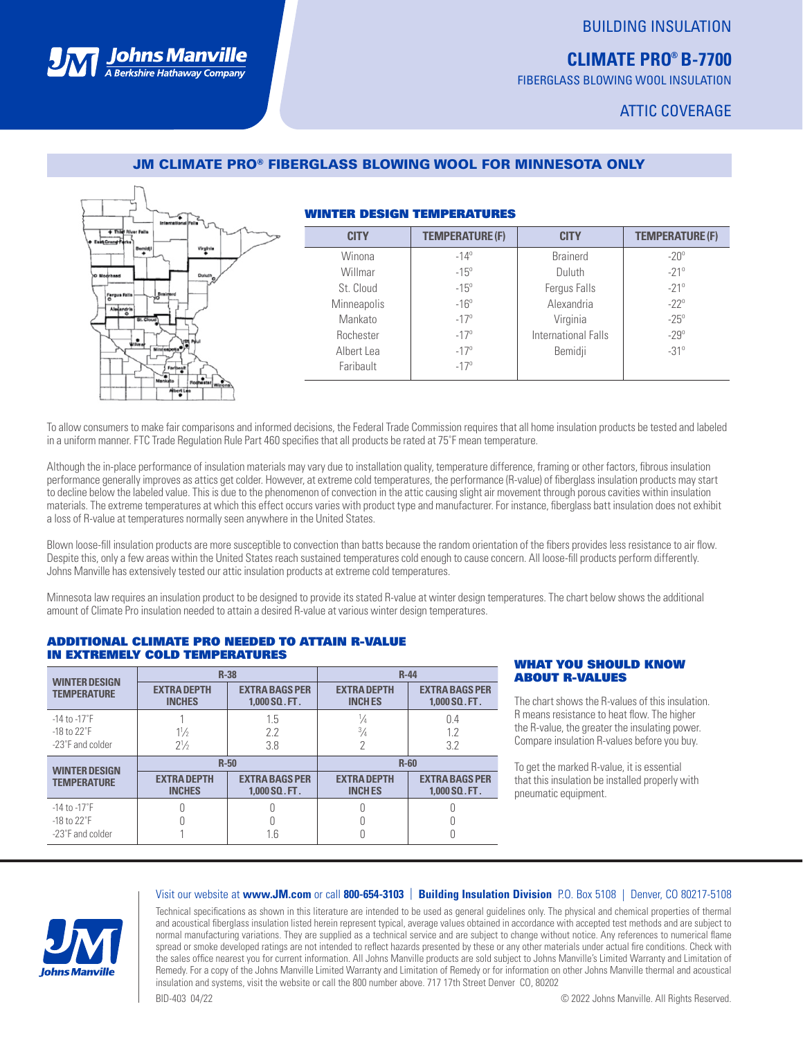BUILDING INSULATION

# CLIMATE PRO® B-7700

FIBERGLASS BLOWING WOOL INSULATION

ATTIC COVERAGE

## JM CLIMATE PRO® FIBERGLASS BLOWING WOOL FOR MINNESOTA ONLY

International Falls
Thief River Falls
East Grand Forks
Bemidji
Virginia
Moorhead
Duluth
Fergus Falls
Brainerd
Alexandria
St. Cloud
Willmar
St. Paul
Minneapolis
Faribault
Mankato
Rochester
Winona
Albert Lea

### WINTER DESIGN TEMPERATURES

| CITY | TEMPERATURE (F) | CITY | TEMPERATURE (F) |
|---|---|---|---|
| Winona | -14° | Brainerd | -20° |
| Willmar | -15° | Duluth | -21° |
| St. Cloud | -15° | Fergus Falls | -21° |
| Minneapolis | -16° | Alexandria | -22° |
| Mankato | -17° | Virginia | -25° |
| Rochester | -17° | International Falls | -29° |
| Albert Lea | -17° | Bemidji | -31° |
| Faribault | -17° | | |

To allow consumers to make fair comparisons and informed decisions, the Federal Trade Commission requires that all home insulation products be tested and labeled in a uniform manner. FTC Trade Regulation Rule Part 460 specifies that all products be rated at 75°F mean temperature.

Although the in-place performance of insulation materials may vary due to installation quality, temperature difference, framing or other factors, fibrous insulation performance generally improves as attics get colder. However, at extreme cold temperatures, the performance (R-value) of fiberglass insulation products may start to decline below the labeled value. This is due to the phenomenon of convection in the attic causing slight air movement through porous cavities within insulation materials. The extreme temperatures at which this effect occurs varies with product type and manufacturer. For instance, fiberglass batt insulation does not exhibit a loss of R-value at temperatures normally seen anywhere in the United States.

Blown loose-fill insulation products are more susceptible to convection than batts because the random orientation of the fibers provides less resistance to air flow. Despite this, only a few areas within the United States reach sustained temperatures cold enough to cause concern. All loose-fill products perform differently. Johns Manville has extensively tested our attic insulation products at extreme cold temperatures.

Minnesota law requires an insulation product to be designed to provide its stated R-value at winter design temperatures. The chart below shows the additional amount of Climate Pro insulation needed to attain a desired R-value at various winter design temperatures.

### ADDITIONAL CLIMATE PRO NEEDED TO ATTAIN R-VALUE IN EXTREMELY COLD TEMPERATURES

| WINTER DESIGN TEMPERATURE | R-38 | | R-44 | |
|---|---|---|---|---|
| | EXTRA DEPTH INCHES | EXTRA BAGS PER 1,000 SQ. FT. | EXTRA DEPTH INCHES | EXTRA BAGS PER 1,000 SQ. FT. |
| -14 to -17°F | 1 | 1.5 | ¼ | 0.4 |
| -18 to 22°F | 1½ | 2.2 | ¾ | 1.2 |
| -23°F and colder | 2½ | 3.8 | 2 | 3.2 |

| WINTER DESIGN TEMPERATURE | R-50 | | R-60 | |
|---|---|---|---|---|
| | EXTRA DEPTH INCHES | EXTRA BAGS PER 1,000 SQ. FT. | EXTRA DEPTH INCHES | EXTRA BAGS PER 1,000 SQ. FT. |
| -14 to -17°F | 0 | 0 | 0 | 0 |
| -18 to 22°F | 0 | 0 | 0 | 0 |
| -23°F and colder | 1 | 1.6 | 0 | 0 |

### WHAT YOU SHOULD KNOW ABOUT R-VALUES

The chart shows the R-values of this insulation. R means resistance to heat flow. The higher the R-value, the greater the insulating power. Compare insulation R-values before you buy.

To get the marked R-value, it is essential that this insulation be installed properly with pneumatic equipment.

Visit our website at **www.JM.com** or call **800-654-3103** | **Building Insulation Division** P.O. Box 5108 | Denver, CO 80217-5108

Technical specifications as shown in this literature are intended to be used as general guidelines only. The physical and chemical properties of thermal and acoustical fiberglass insulation listed herein represent typical, average values obtained in accordance with accepted test methods and are subject to normal manufacturing variations. They are supplied as a technical service and are subject to change without notice. Any references to numerical flame spread or smoke developed ratings are not intended to reflect hazards presented by these or any other materials under actual fire conditions. Check with the sales office nearest you for current information. All Johns Manville products are sold subject to Johns Manville's Limited Warranty and Limitation of Remedy. For a copy of the Johns Manville Limited Warranty and Limitation of Remedy or for information on other Johns Manville thermal and acoustical insulation and systems, visit the website or call the 800 number above. 717 17th Street Denver CO, 80202

BID-403 04/22

© 2022 Johns Manville. All Rights Reserved.